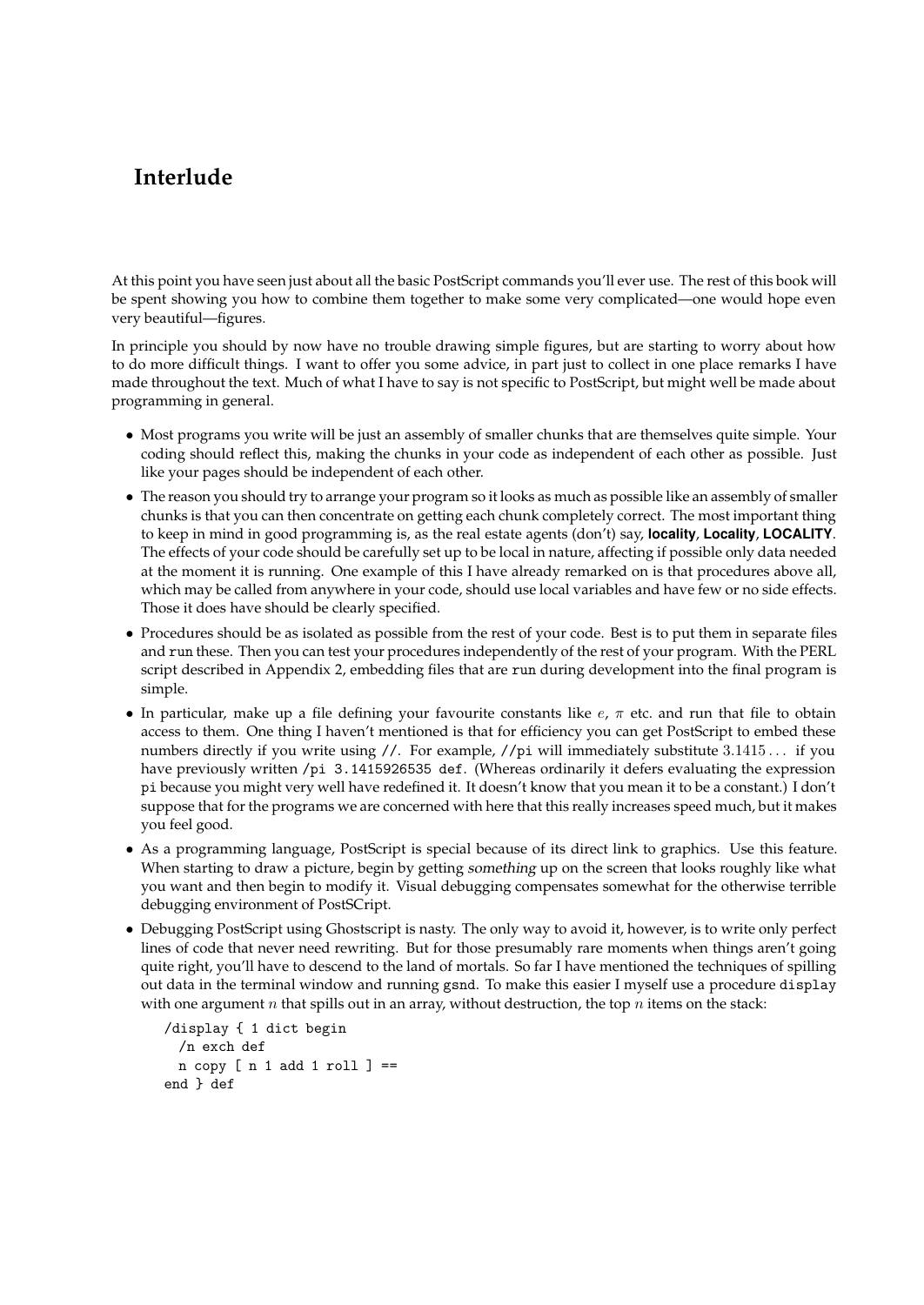# Interlude

At this point you have seen just about all the basic PostScript commands you'll ever use. The rest of this book will be spent showing you how to combine them together to make some very complicated—one would hope even very beautiful—figures.

In principle you should by now have no trouble drawing simple figures, but are starting to worry about how to do more difficult things. I want to offer you some advice, in part just to collect in one place remarks I have made throughout the text. Much of what I have to say is not specific to PostScript, but might well be made about programming in general.

- Most programs you write will be just an assembly of smaller chunks that are themselves quite simple. Your coding should reflect this, making the chunks in your code as independent of each other as possible. Just like your pages should be independent of each other.
- The reason you should try to arrange your program so it looks as much as possible like an assembly of smaller chunks is that you can then concentrate on getting each chunk completely correct. The most important thing to keep in mind in good programming is, as the real estate agents (don't) say, **locality**, **Locality**, **LOCALITY**. The effects of your code should be carefully set up to be local in nature, affecting if possible only data needed at the moment it is running. One example of this I have already remarked on is that procedures above all, which may be called from anywhere in your code, should use local variables and have few or no side effects. Those it does have should be clearly specified.
- Procedures should be as isolated as possible from the rest of your code. Best is to put them in separate files and `run` these. Then you can test your procedures independently of the rest of your program. With the PERL script described in Appendix 2, embedding files that are `run` during development into the final program is simple.
- In particular, make up a file defining your favourite constants like $e$, $\pi$ etc. and run that file to obtain access to them. One thing I haven't mentioned is that for efficiency you can get PostScript to embed these numbers directly if you write using `//`. For example, `//pi` will immediately substitute $3.1415\ldots$ if you have previously written `/pi 3.1415926535 def`. (Whereas ordinarily it defers evaluating the expression `pi` because you might very well have redefined it. It doesn't know that you mean it to be a constant.) I don't suppose that for the programs we are concerned with here that this really increases speed much, but it makes you feel good.
- As a programming language, PostScript is special because of its direct link to graphics. Use this feature. When starting to draw a picture, begin by getting *something* up on the screen that looks roughly like what you want and then begin to modify it. Visual debugging compensates somewhat for the otherwise terrible debugging environment of PostSCript.
- Debugging PostScript using Ghostscript is nasty. The only way to avoid it, however, is to write only perfect lines of code that never need rewriting. But for those presumably rare moments when things aren't going quite right, you'll have to descend to the land of mortals. So far I have mentioned the techniques of spilling out data in the terminal window and running `gsnd`. To make this easier I myself use a procedure `display` with one argument $n$ that spills out in an array, without destruction, the top $n$ items on the stack:

```
/display { 1 dict begin
  /n exch def
  n copy [ n 1 add 1 roll ] ==
end } def
```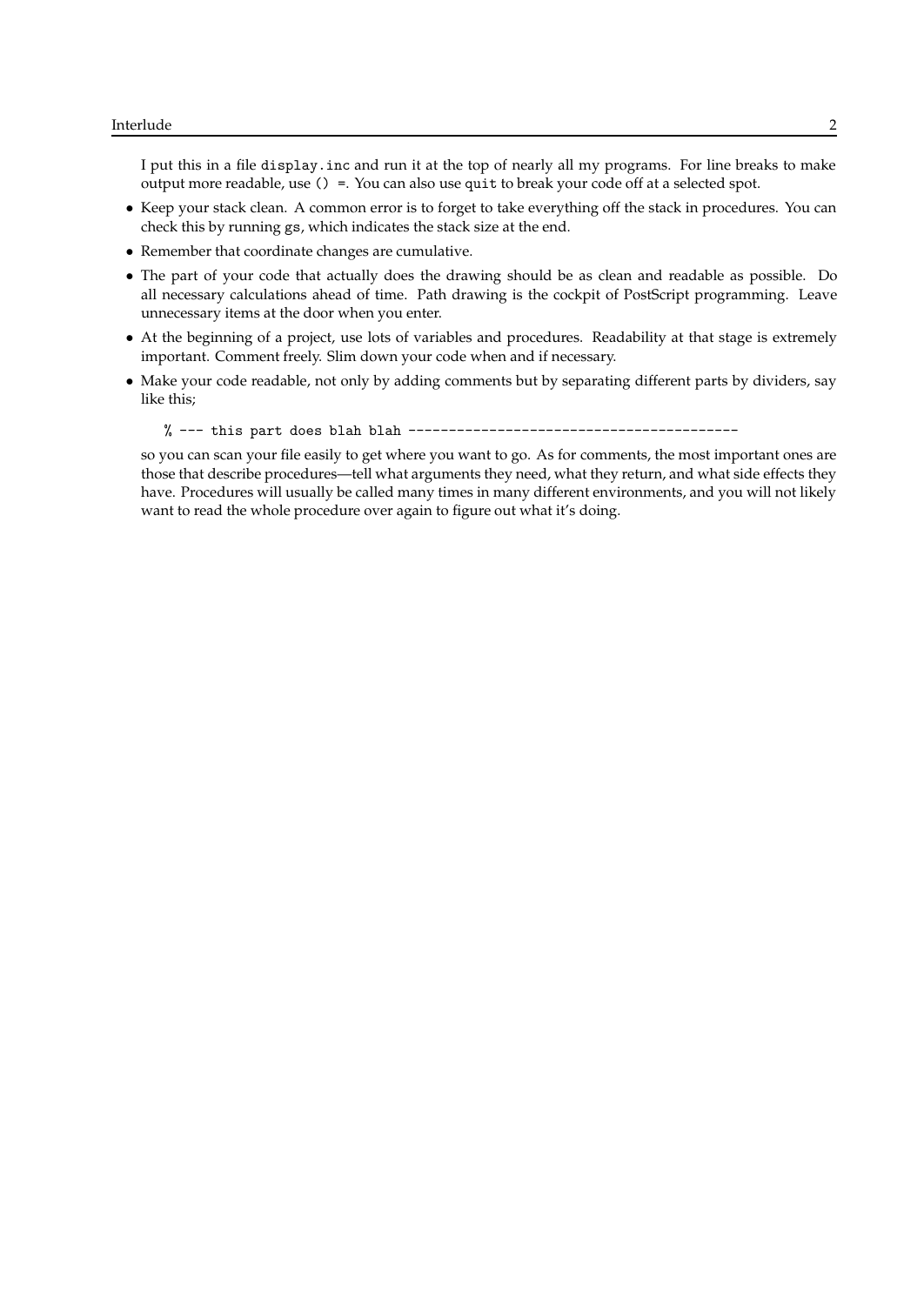I put this in a file `display.inc` and run it at the top of nearly all my programs. For line breaks to make output more readable, use `() =`. You can also use `quit` to break your code off at a selected spot.

- Keep your stack clean. A common error is to forget to take everything off the stack in procedures. You can check this by running `gs`, which indicates the stack size at the end.
- Remember that coordinate changes are cumulative.
- The part of your code that actually does the drawing should be as clean and readable as possible. Do all necessary calculations ahead of time. Path drawing is the cockpit of PostScript programming. Leave unnecessary items at the door when you enter.
- At the beginning of a project, use lots of variables and procedures. Readability at that stage is extremely important. Comment freely. Slim down your code when and if necessary.
- Make your code readable, not only by adding comments but by separating different parts by dividers, say like this;

  ```
  % --- this part does blah blah ----------------------------------------
  ```

  so you can scan your file easily to get where you want to go. As for comments, the most important ones are those that describe procedures—tell what arguments they need, what they return, and what side effects they have. Procedures will usually be called many times in many different environments, and you will not likely want to read the whole procedure over again to figure out what it's doing.